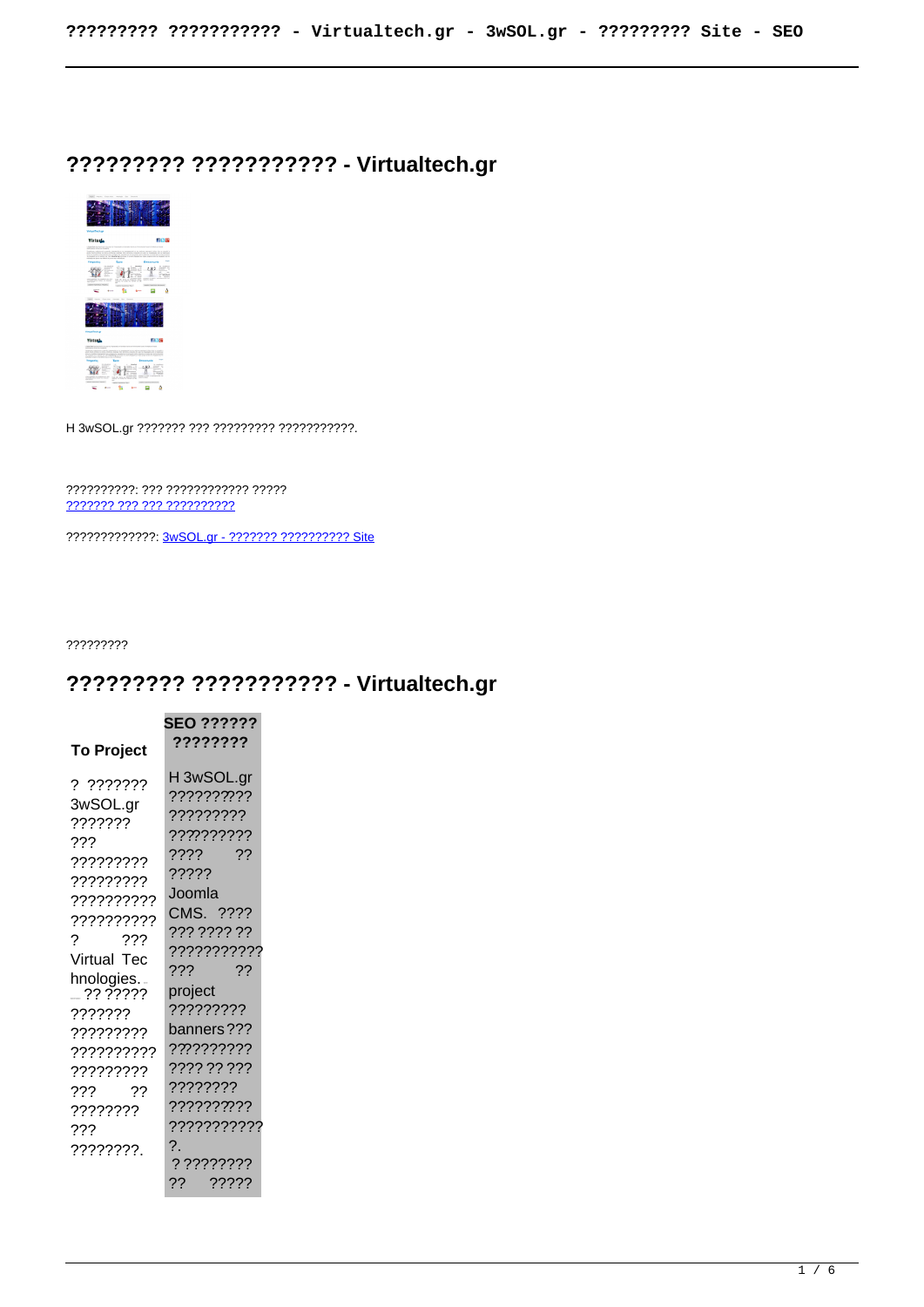# ????????? ??????????? - Virtualtech.gr

H 3wSOL.gr ??????? ??? ????????? ???????????.

??????????: ??? ???????????? ?????
??????? ??? ??? ??????????

?????????????: 3wSOL.gr - ??????? ?????????? Site

?????????

# ????????? ??????????? - Virtualtech.gr

| To Project | SEO ?????? ???????? |
|---|---|
| ? ??????? 3wSOL.gr ??????? ??? ????????? ????????? ?????????? ?????????? ? ??? Virtual Technologies. ?? ????? ??????? ????????? ?????????? ????????? ??? ?? ???????? ??? ????????. | H 3wSOL.gr ????????? ????????? ????????? ???? ?? ????? Joomla CMS. ???? ??? ???? ?? ??????????? ??? ?? project ????????? banners ??? ????????? ???? ?? ??? ???????? ????????? ??????????? ?. ? ???????? ?? ????? |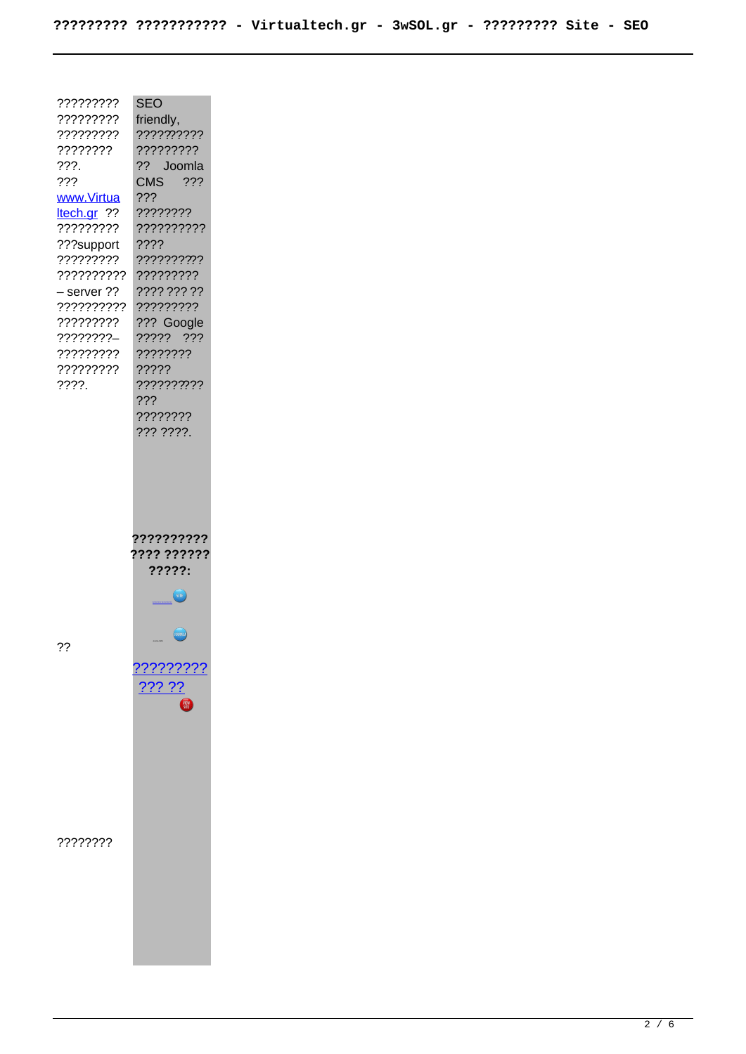| | |
|---|---|
| ????????? ????????? ????????? ???????? ???. ??? www.Virtualtech.gr ?? ????????? ???support ????????? ?????????? – server ?? ?????????? ????????? ????????– ????????? ????????? ????. | SEO friendly, ?????????? ????????? ?? Joomla CMS ??? ??? ???????? ?????????? ???? ?????????? ????????? ???? ??? ?? ????????? ??? Google ????? ??? ???????? ????? ?????????? ??? ???????? ??? ????. |
| ?? | **?????????? ???? ?????? ?????:** ????????? ??? ?? |
| ???????? | |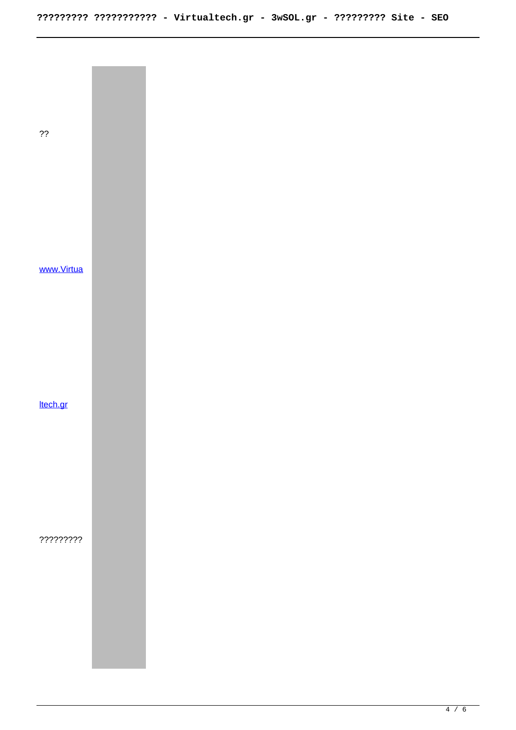??

www.Virtualtech.gr

?????????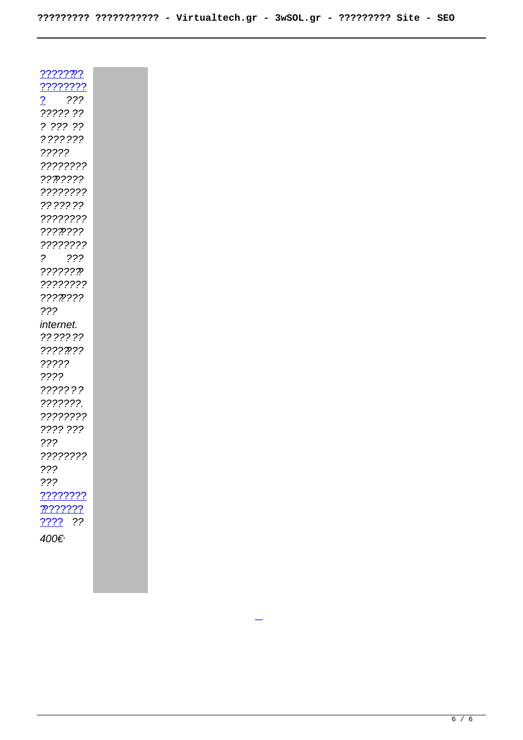??????? ??
????????
? ???
????? ??
? ??? ??
??????
?????
????????
???????
????????
??????
????????
????????
????????
? ???
????????
????????
????????
???
*internet.*
??????
????????
?????
????
??????
???????.
????????
???? ???
???
????????
???
???
????????
???????
???? ??
400€·